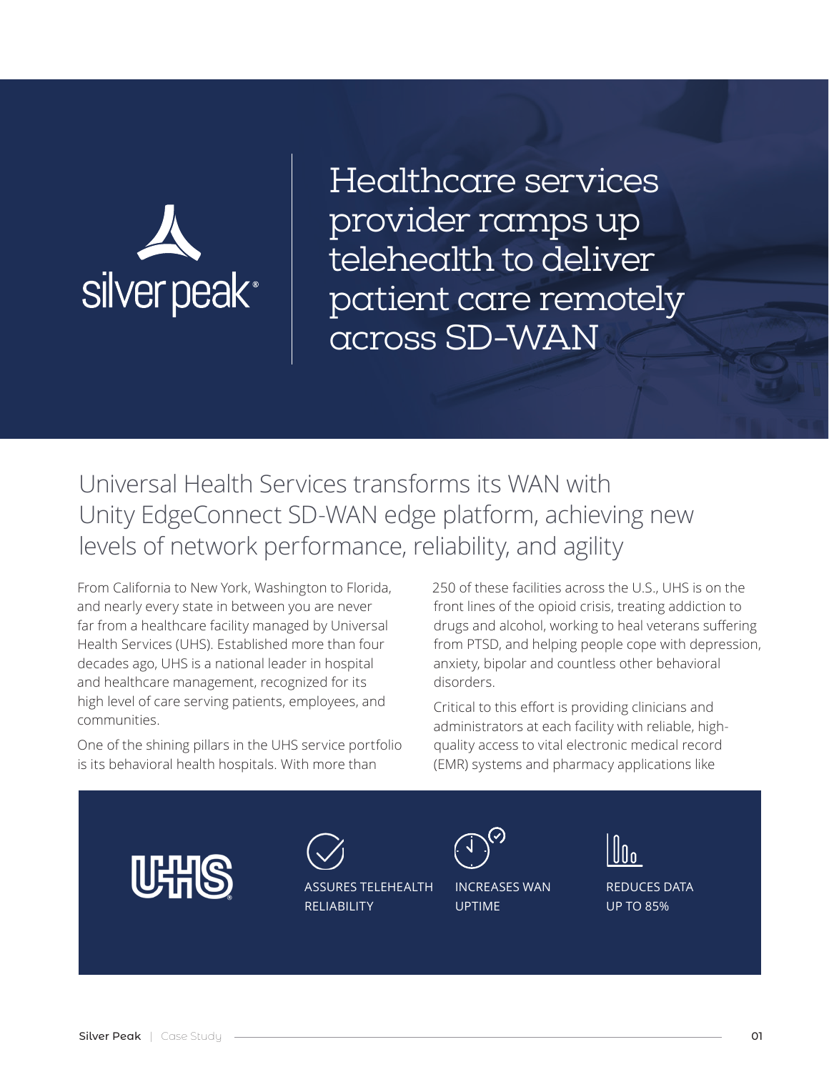silver peak

# Healthcare services provider ramps up telehealth to deliver patient care remotely across SD-WAN

## Universal Health Services transforms its WAN with Unity EdgeConnect SD-WAN edge platform, achieving new levels of network performance, reliability, and agility

From California to New York, Washington to Florida, and nearly every state in between you are never far from a healthcare facility managed by Universal Health Services (UHS). Established more than four decades ago, UHS is a national leader in hospital and healthcare management, recognized for its high level of care serving patients, employees, and communities.

One of the shining pillars in the UHS service portfolio is its behavioral health hospitals. With more than 250 of these facilities across the U.S., UHS is on the front lines of the opioid crisis, treating addiction to drugs and alcohol, working to heal veterans suffering from PTSD, and helping people cope with depression, anxiety, bipolar and countless other behavioral disorders.

Critical to this effort is providing clinicians and administrators at each facility with reliable, high-quality access to vital electronic medical record (EMR) systems and pharmacy applications like

UHS

- ASSURES TELEHEALTH RELIABILITY
- INCREASES WAN UPTIME
- REDUCES DATA UP TO 85%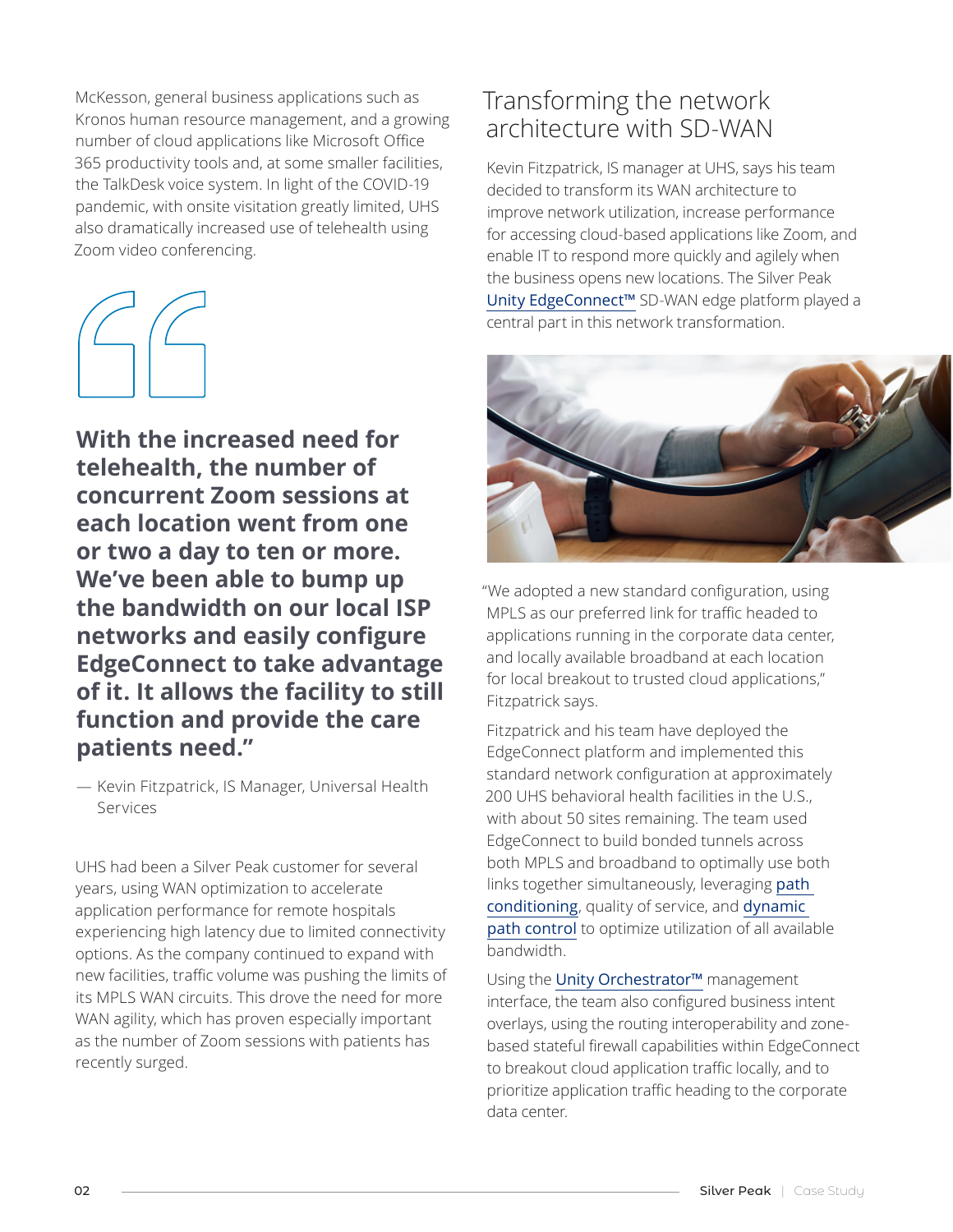McKesson, general business applications such as Kronos human resource management, and a growing number of cloud applications like Microsoft Office 365 productivity tools and, at some smaller facilities, the TalkDesk voice system. In light of the COVID-19 pandemic, with onsite visitation greatly limited, UHS also dramatically increased use of telehealth using Zoom video conferencing.

> **With the increased need for telehealth, the number of concurrent Zoom sessions at each location went from one or two a day to ten or more. We've been able to bump up the bandwidth on our local ISP networks and easily configure EdgeConnect to take advantage of it. It allows the facility to still function and provide the care patients need."**
>
> — Kevin Fitzpatrick, IS Manager, Universal Health Services

UHS had been a Silver Peak customer for several years, using WAN optimization to accelerate application performance for remote hospitals experiencing high latency due to limited connectivity options. As the company continued to expand with new facilities, traffic volume was pushing the limits of its MPLS WAN circuits. This drove the need for more WAN agility, which has proven especially important as the number of Zoom sessions with patients has recently surged.

## Transforming the network architecture with SD-WAN

Kevin Fitzpatrick, IS manager at UHS, says his team decided to transform its WAN architecture to improve network utilization, increase performance for accessing cloud-based applications like Zoom, and enable IT to respond more quickly and agilely when the business opens new locations. The Silver Peak Unity EdgeConnect™ SD-WAN edge platform played a central part in this network transformation.

"We adopted a new standard configuration, using MPLS as our preferred link for traffic headed to applications running in the corporate data center, and locally available broadband at each location for local breakout to trusted cloud applications," Fitzpatrick says.

Fitzpatrick and his team have deployed the EdgeConnect platform and implemented this standard network configuration at approximately 200 UHS behavioral health facilities in the U.S., with about 50 sites remaining. The team used EdgeConnect to build bonded tunnels across both MPLS and broadband to optimally use both links together simultaneously, leveraging path conditioning, quality of service, and dynamic path control to optimize utilization of all available bandwidth.

Using the Unity Orchestrator™ management interface, the team also configured business intent overlays, using the routing interoperability and zone-based stateful firewall capabilities within EdgeConnect to breakout cloud application traffic locally, and to prioritize application traffic heading to the corporate data center.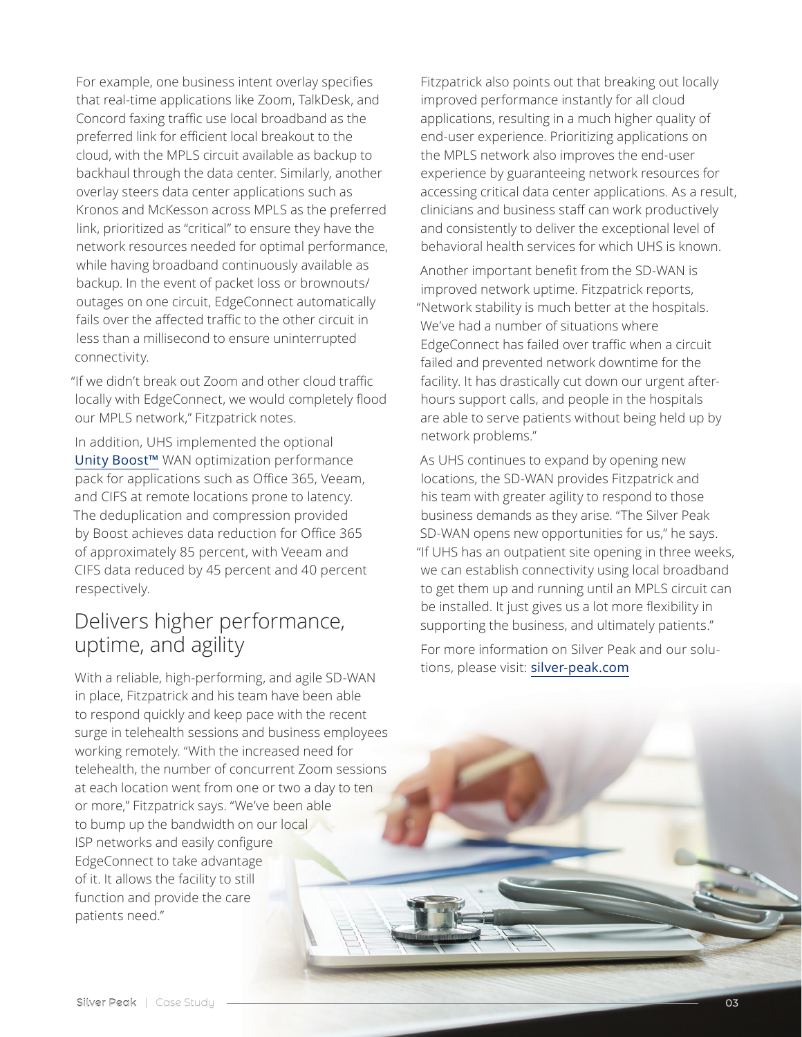For example, one business intent overlay specifies that real-time applications like Zoom, TalkDesk, and Concord faxing traffic use local broadband as the preferred link for efficient local breakout to the cloud, with the MPLS circuit available as backup to backhaul through the data center. Similarly, another overlay steers data center applications such as Kronos and McKesson across MPLS as the preferred link, prioritized as "critical" to ensure they have the network resources needed for optimal performance, while having broadband continuously available as backup. In the event of packet loss or brownouts/outages on one circuit, EdgeConnect automatically fails over the affected traffic to the other circuit in less than a millisecond to ensure uninterrupted connectivity.

"If we didn't break out Zoom and other cloud traffic locally with EdgeConnect, we would completely flood our MPLS network," Fitzpatrick notes.

In addition, UHS implemented the optional [Unity Boost™](#) WAN optimization performance pack for applications such as Office 365, Veeam, and CIFS at remote locations prone to latency. The deduplication and compression provided by Boost achieves data reduction for Office 365 of approximately 85 percent, with Veeam and CIFS data reduced by 45 percent and 40 percent respectively.

## Delivers higher performance, uptime, and agility

With a reliable, high-performing, and agile SD-WAN in place, Fitzpatrick and his team have been able to respond quickly and keep pace with the recent surge in telehealth sessions and business employees working remotely. "With the increased need for telehealth, the number of concurrent Zoom sessions at each location went from one or two a day to ten or more," Fitzpatrick says. "We've been able to bump up the bandwidth on our local ISP networks and easily configure EdgeConnect to take advantage of it. It allows the facility to still function and provide the care patients need."

Fitzpatrick also points out that breaking out locally improved performance instantly for all cloud applications, resulting in a much higher quality of end-user experience. Prioritizing applications on the MPLS network also improves the end-user experience by guaranteeing network resources for accessing critical data center applications. As a result, clinicians and business staff can work productively and consistently to deliver the exceptional level of behavioral health services for which UHS is known.

Another important benefit from the SD-WAN is improved network uptime. Fitzpatrick reports, "Network stability is much better at the hospitals. We've had a number of situations where EdgeConnect has failed over traffic when a circuit failed and prevented network downtime for the facility. It has drastically cut down our urgent after-hours support calls, and people in the hospitals are able to serve patients without being held up by network problems."

As UHS continues to expand by opening new locations, the SD-WAN provides Fitzpatrick and his team with greater agility to respond to those business demands as they arise. "The Silver Peak SD-WAN opens new opportunities for us," he says. "If UHS has an outpatient site opening in three weeks, we can establish connectivity using local broadband to get them up and running until an MPLS circuit can be installed. It just gives us a lot more flexibility in supporting the business, and ultimately patients."

For more information on Silver Peak and our solutions, please visit: [silver-peak.com](#)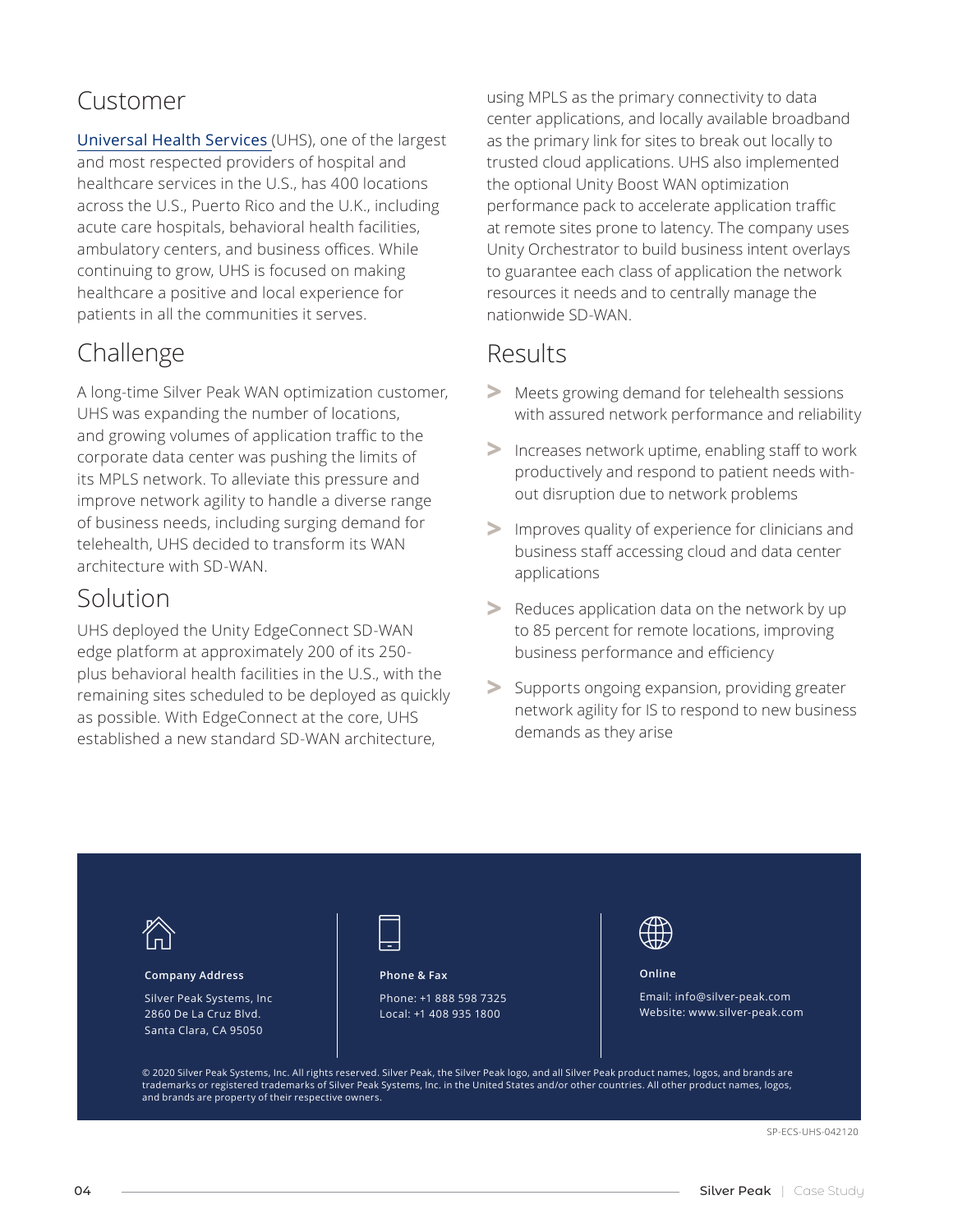## Customer

Universal Health Services (UHS), one of the largest and most respected providers of hospital and healthcare services in the U.S., has 400 locations across the U.S., Puerto Rico and the U.K., including acute care hospitals, behavioral health facilities, ambulatory centers, and business offices. While continuing to grow, UHS is focused on making healthcare a positive and local experience for patients in all the communities it serves.

## Challenge

A long-time Silver Peak WAN optimization customer, UHS was expanding the number of locations, and growing volumes of application traffic to the corporate data center was pushing the limits of its MPLS network. To alleviate this pressure and improve network agility to handle a diverse range of business needs, including surging demand for telehealth, UHS decided to transform its WAN architecture with SD-WAN.

## Solution

UHS deployed the Unity EdgeConnect SD-WAN edge platform at approximately 200 of its 250-plus behavioral health facilities in the U.S., with the remaining sites scheduled to be deployed as quickly as possible. With EdgeConnect at the core, UHS established a new standard SD-WAN architecture, using MPLS as the primary connectivity to data center applications, and locally available broadband as the primary link for sites to break out locally to trusted cloud applications. UHS also implemented the optional Unity Boost WAN optimization performance pack to accelerate application traffic at remote sites prone to latency. The company uses Unity Orchestrator to build business intent overlays to guarantee each class of application the network resources it needs and to centrally manage the nationwide SD-WAN.

## Results

- Meets growing demand for telehealth sessions with assured network performance and reliability
- Increases network uptime, enabling staff to work productively and respond to patient needs without disruption due to network problems
- Improves quality of experience for clinicians and business staff accessing cloud and data center applications
- Reduces application data on the network by up to 85 percent for remote locations, improving business performance and efficiency
- Supports ongoing expansion, providing greater network agility for IS to respond to new business demands as they arise

**Company Address**

Silver Peak Systems, Inc
2860 De La Cruz Blvd.
Santa Clara, CA 95050

**Phone & Fax**

Phone: +1 888 598 7325
Local: +1 408 935 1800

**Online**

Email: info@silver-peak.com
Website: www.silver-peak.com

© 2020 Silver Peak Systems, Inc. All rights reserved. Silver Peak, the Silver Peak logo, and all Silver Peak product names, logos, and brands are trademarks or registered trademarks of Silver Peak Systems, Inc. in the United States and/or other countries. All other product names, logos, and brands are property of their respective owners.

SP-ECS-UHS-042120